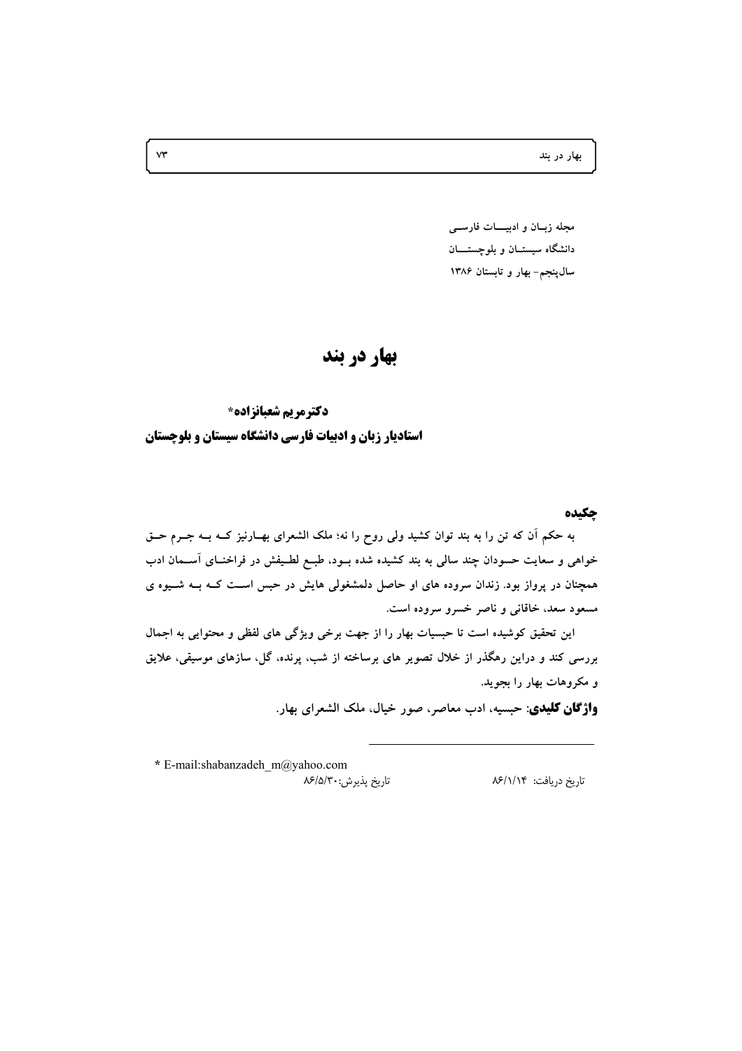مجله زبـان و ادبیـــات فارسـی
دانشگاه سیستـان و بلوچستـــان
سال‌پنجم- بهار و تابستان ۱۳۸۶

# بهار در بند

**دکترمریم شعبانزاده***
**استادیار زبان و ادبیات فارسی دانشگاه سیستان و بلوچستان**

## چکیده

به حکم آن که تن را به بند توان کشید ولی روح را نه؛ ملک الشعرای بهـارنیز کـه بـه جـرم حـق خواهی و سعایت حسودان چند سالی به بند کشیده شده بـود، طبـع لطـیفش در فراخنـای آسـمان ادب همچنان در پرواز بود. زندان سروده های او حاصل دلمشغولی هایش در حبس اسـت کـه بـه شـیوه ی مسعود سعد، خاقانی و ناصر خسرو سروده است.

این تحقیق کوشیده است تا حبسیات بهار را از جهت برخی ویژگی های لفظی و محتوایی به اجمال بررسی کند و دراین رهگذر از خلال تصویر های برساخته از شب، پرنده، گل، سازهای موسیقی، علایق و مکروهات بهار را بجوید.

**واژگان کلیدی**: حبسیه، ادب معاصر، صور خیال، ملک الشعرای بهار.

---

* E-mail:shabanzadeh_m@yahoo.com

تاریخ دریافت: ۸۶/۱/۱۴ — تاریخ پذیرش:۸۶/۵/۳۰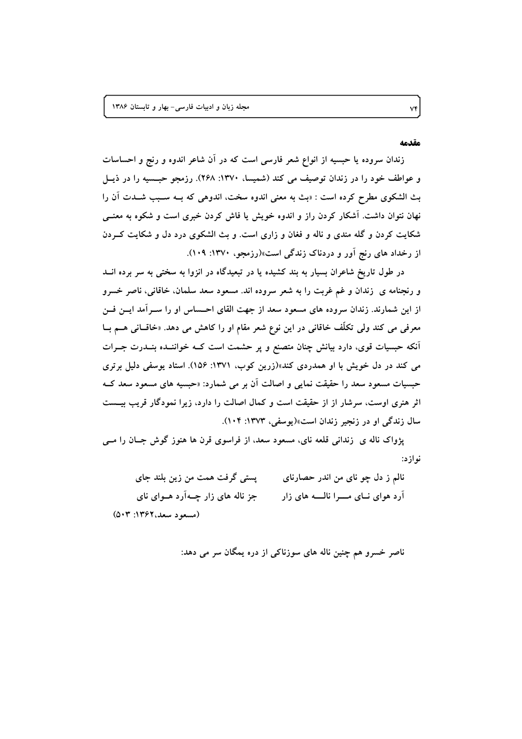## مقدمه

زندان سروده یا حبسیه از انواع شعر فارسی است که در آن شاعر اندوه و رنج و احساسات و عواطف خود را در زندان توصیف می کند (شمیسا، ۱۳۷۰: ۲۶۸). رزمجو حبسیه را در ذیل بث الشکوی مطرح کرده است : «بث به معنی اندوه سخت، اندوهی که بـه سـبب شـدت آن را نهان نتوان داشت. آشکار کردن راز و اندوه خویش یا فاش کردن خبری است و شکوه به معنـی شکایت کردن و گله مندی و ناله و فغان و زاری است. و بث الشکوی درد دل و شکایت کـردن از رخداد های رنج آور و دردناک زندگی است»(رزمجو، ۱۳۷۰: ۱۰۹).

در طول تاریخ شاعران بسیار به بند کشیده یا در تبعیدگاه در انزوا به سختی به سر برده انـد و رنجنامه ی زندان و غم غربت را به شعر سروده اند. مسعود سعد سلمان، خاقانی، ناصر خسرو از این شمارند. زندان سروده های مسعود سعد از جهت القای احـساس او را سـرآمد ایـن فـن معرفی می کند ولی تکلّف خاقانی در این نوع شعر مقام او را کاهش می دهد. «خاقـانی هـم بـا آنکه حبسیات قوی، دارد بیانش چنان متصنع و پر حشمت است کـه خواننـده بنـدرت جـرات می کند در دل خویش با او همدردی کند»(زرین کوب، ۱۳۷۱: ۱۵۶). استاد یوسفی دلیل برتری حبسیات مسعود سعد را حقیقت نمایی و اصالت آن بر می شمارد: «حبسیه های مسعود سعد کـه اثر هنری اوست، سرشار از از حقیقت است و کمال اصالت را دارد، زیرا نمودگار قریب بیـست سال زندگی او در زنجیر زندان است»(یوسفی، ۱۳۷۳: ۱۰۴).

پژواک ناله ی زندانی قلعه نای، مسعود سعد، از فراسوی قرن ها هنوز گوش جـان را مـی نوازد:

نالم ز دل چو نای من اندر حصارنای  پستی گرفت همت من زین بلند جای

آرد هوای نـای مـرا نالـه های زار  جز ناله های زار چـه‌آرد هـوای نای

(مسعود سعد،۱۳۶۲: ۵۰۳)

ناصر خسرو هم چنین ناله های سوزناکی از دره یمگان سر می دهد: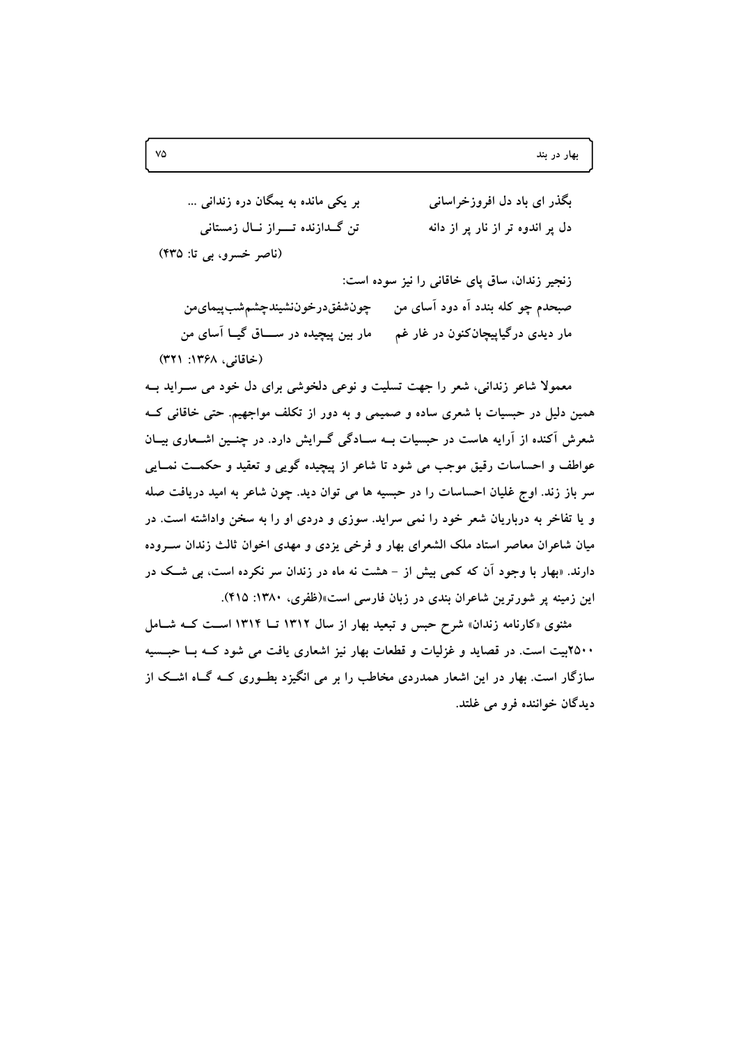بگذر ای باد دل افروزخراسانی　　بر یکی مانده به یمگان دره زندانی ...

دل پر اندوه تر از نار پر از دانه　　تن گـدازنده تـــراز نـال زمستانی

(ناصر خسرو، بی تا: ۴۳۵)

زنجیر زندان، ساق پای خاقانی را نیز سوده است:

صبحدم چو کله بندد آه دود آسای من　　چون‌شفق‌درخون‌نشیندچشم‌شب‌پیمای‌من

مار دیدی درگیاپیچان‌کنون در غار غم　　مار بین پیچیده در ســـاق گیـا آسای من

(خاقانی، ۱۳۶۸: ۳۲۱)

معمولا شاعر زندانی، شعر را جهت تسلیت و نوعی دلخوشی برای دل خود می سـراید بـه همین دلیل در حبسیات با شعری ساده و صمیمی و به دور از تکلف مواجهیم. حتی خاقانی کـه شعرش آکنده از آرایه هاست در حبسیات بـه سـادگی گـرایش دارد. در چنـین اشـعاری بیـان عواطف و احساسات رقیق موجب می شود تا شاعر از پیچیده گویی و تعقید و حکمـت نمـایی سر باز زند. اوج غلیان احساسات را در حبسیه ها می توان دید. چون شاعر به امید دریافت صله و یا تفاخر به درباریان شعر خود را نمی سراید. سوزی و دردی او را به سخن واداشته است. در میان شاعران معاصر استاد ملک الشعرای بهار و فرخی یزدی و مهدی اخوان ثالث زندان سـروده دارند. «بهار با وجود آن که کمی بیش از - هشت نه ماه در زندان سر نکرده است، بی شـک در این زمینه پر شورترین شاعران بندی در زبان فارسی است»(ظفری، ۱۳۸۰: ۴۱۵).

مثنوی «کارنامه زندان» شرح حبس و تبعید بهار از سال ۱۳۱۲ تـا ۱۳۱۴ اسـت کـه شـامل ۲۵۰۰بیت است. در قصاید و غزلیات و قطعات بهار نیز اشعاری یافت می شود کـه بـا حبـسیه سازگار است. بهار در این اشعار همدردی مخاطب را بر می انگیزد بطـوری کـه گـاه اشـک از دیدگان خواننده فرو می غلتد.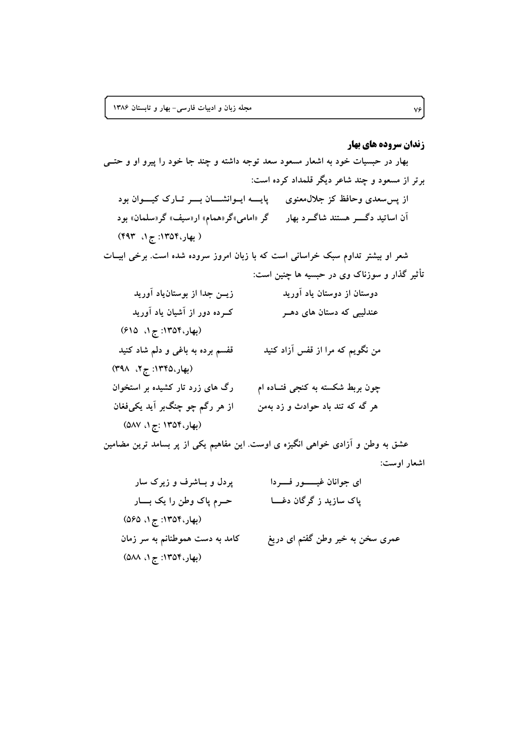### زندان سروده های بهار

بهار در حبسیات خود به اشعار مسعود سعد توجه داشته و چند جا خود را پیرو او و حتی برتر از مسعود و چند شاعر دیگر قلمداد کرده است:

از پس‌سعدی وحافظ کز جلال‌معنوی — پایه ایوانشان بر تارک کیوان بود

آن اساتید دگر هستند شاگرد بهار — گر «امامی»گر«همام» ار«سیف» گر«سلمان» بود

( بهار،۱۳۵۴: ج۱، ۴۹۳)

شعر او بیشتر تداوم سبک خراسانی است که با زبان امروز سروده شده است. برخی ابیات تأثیر گذار و سوزناک وی در حبسیه ها چنین است:

دوستان از دوستان یاد آورید — زین جدا از بوستان‌یاد آورید

عندلیبی که دستان های دهر — کرده دور از آشیان یاد آورید

(بهار،۱۳۵۴: ج۱، ۶۱۵)

من نگویم که مرا از قفس آزاد کنید — قفسم برده به باغی و دلم شاد کنید

(بهار،۱۳۴۵: ج۲، ۳۹۸)

چون بربط شکسته به کنجی فتاده ام — رگ های زرد تار کشیده بر استخوان

هر گه که تند باد حوادث و زد به‌من — از هر رگم چو چنگ‌بر آید یکی‌فغان

(بهار،۱۳۵۴ :ج۱، ۵۸۷)

عشق به وطن و آزادی خواهی انگیزه ی اوست. این مفاهیم یکی از پر بسامد ترین مضامین اشعار اوست:

ای جوانان غیور فردا — پردل و باشرف و زیرک سار

پاک سازید ز گرگان دغا — حرم پاک وطن را یک بار

(بهار،۱۳۵۴: ج۱، ۵۶۵)

عمری سخن به خیر وطن گفتم ای دریغ — کامد به دست هموطنانم به سر زمان

(بهار،۱۳۵۴: ج۱، ۵۸۸)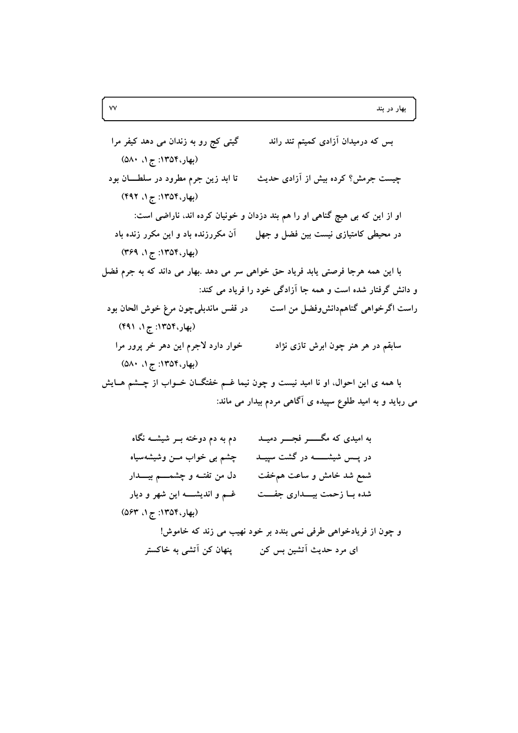بس که درمیدان آزادی کمیتم تند راند　　گیتی کج رو به زندان می دهد کیفر مرا

(بهار،۱۳۵۴: ج ۱، ۵۸۰)

چیست جرمش؟ کرده بیش از آزادی حدیث　　تا ابد زین جرم مطرود در سلطـــان بود

(بهار،۱۳۵۴: ج ۱، ۴۹۲)

او از این که بی هیچ گناهی او را هم بند دزدان و خونیان کرده اند، ناراضی است:

در محیطی کامتیازی نیست بین فضل و جهل　　آن مکررزنده باد و این مکرر زنده باد

(بهار،۱۳۵۴: ج ۱، ۳۶۹)

با این همه هرجا فرصتی یابد فریاد حق خواهی سر می دهد .بهار می داند که به جرم فضل و دانش گرفتار شده است و همه جا آزادگی خود را فریاد می کند:

راست اگرخواهی گناهم‌دانش‌وفضل من است　　در قفس ماندبلی‌چون مرغ خوش الحان بود

(بهار،۱۳۵۴: ج ۱، ۴۹۱)

سابقم در هر هنر چون ابرش تازی نژاد　　خوار دارد لاجرم این دهر خر پرور مرا

(بهار،۱۳۵۴: ج ۱، ۵۸۰)

با همه ی این احوال، او نا امید نیست و چون نیما غـم خفتگـان خـواب از چـشم هـایش می رباید و به امید طلوع سپیده ی آگاهی مردم بیدار می ماند:

به امیدی که مگـــر فجـــر دمیـد　　دم به دم دوخته بـر شیشـه نگاه

در پـس شیشــــه در گشت سپیـد　　چشم بی خواب مـن وشیشه‌سیاه

شمع شد خامش و ساعت هم‌خفت　　دل من تفتـه و چشمـــم بیـــدار

شده بـا زحمت بیـــداری جفـــت　　غـم و اندیشـــه این شهر و دیار

(بهار،۱۳۵۴: ج ۱، ۵۶۳)

و چون از فریادخواهی طرفی نمی بندد بر خود نهیب می زند که خاموش!

ای مرد حدیث آتشین بس کن　　پنهان کن آتشی به خاکستر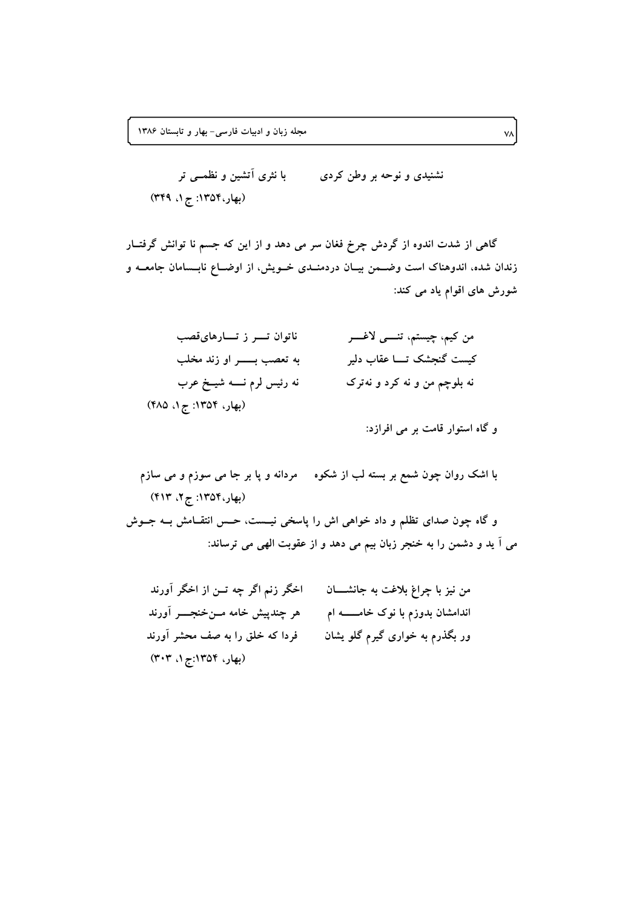نشنیدی و نوحه بر وطن کردی &emsp;&emsp; با نثری آتشین و نظمی تر

(بهار،۱۳۵۴: ج ۱، ۳۴۹)

گاهی از شدت اندوه از گردش چرخ فغان سر می دهد و از این که جسم نا توانش گرفتار زندان شده، اندوهناک است وضمن بیان دردمندی خویش، از اوضاع نابسامان جامعه و شورش های اقوام یاد می کند:

من کیم، چیستم، تنی لاغر &emsp;&emsp; ناتوان تر ز تارهای‌قصب

کیست گنجشک تا عقاب دلیر &emsp;&emsp; به تعصب بر او زند مخلب

نه بلوچم من و نه کرد و نه‌ترک &emsp;&emsp; نه رئیس لرم نه شیخ عرب

(بهار، ۱۳۵۴: ج ۱، ۴۸۵)

و گاه استوار قامت بر می افرازد:

با اشک روان چون شمع بر بسته لب از شکوه &emsp;&emsp; مردانه و پا بر جا می سوزم و می سازم

(بهار،۱۳۵۴: ج ۲، ۴۱۳)

و گاه چون صدای تظلم و داد خواهی اش را پاسخی نیست، حس انتقامش به جوش می آ ید و دشمن را به خنجر زبان بیم می دهد و از عقوبت الهی می ترساند:

من نیز با چراغ بلاغت به جانشان &emsp;&emsp; اخگر زنم اگر چه تن از اخگر آورند

اندامشان بدوزم با نوک خامه ام &emsp;&emsp; هر چندپیش خامه من‌خنجر آورند

ور بگذرم به خواری گیرم گلو یشان &emsp;&emsp; فردا که خلق را به صف محشر آورند

(بهار، ۱۳۵۴:ج ۱، ۳۰۳)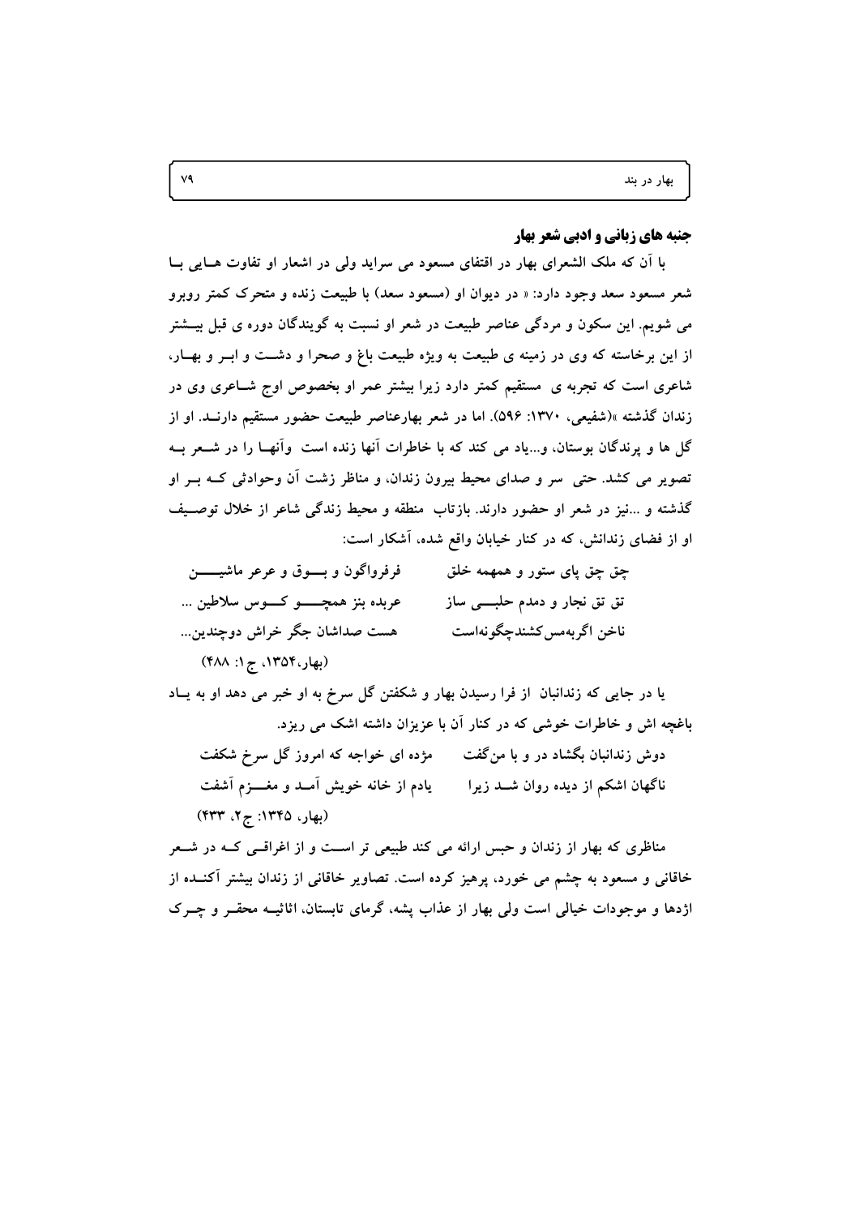## جنبه های زبانی و ادبی شعر بهار

با آن که ملک الشعرای بهار در اقتفای مسعود می سراید ولی در اشعار او تفاوت هایی با شعر مسعود سعد وجود دارد: « در دیوان او (مسعود سعد) با طبیعت زنده و متحرک کمتر روبرو می شویم. این سکون و مردگی عناصر طبیعت در شعر او نسبت به گویندگان دوره ی قبل بیشتر از این برخاسته که وی در زمینه ی طبیعت به ویژه طبیعت باغ و صحرا و دشت و ابر و بهار، شاعری است که تجربه ی مستقیم کمتر دارد زیرا بیشتر عمر او بخصوص اوج شاعری وی در زندان گذشته »(شفیعی، ۱۳۷۰: ۵۹۶). اما در شعر بهارعناصر طبیعت حضور مستقیم دارند. او از گل ها و پرندگان بوستان، و...یاد می کند که با خاطرات آنها زنده است وآنها را در شعر به تصویر می کشد. حتی سر و صدای محیط بیرون زندان، و مناظر زشت آن وحوادثی که بر او گذشته و ...نیز در شعر او حضور دارند. بازتاب منطقه و محیط زندگی شاعر از خلال توصیف او از فضای زندانش، که در کنار خیابان واقع شده، آشکار است:

چق چق پای ستور و همهمه خلق &nbsp;&nbsp;&nbsp;&nbsp; فرفرواگون و بوق و عرعر ماشین

تق تق نجار و دمدم حلبی ساز &nbsp;&nbsp;&nbsp;&nbsp; عربده بنز همچو کوس سلاطین ...

ناخن اگربه‌مس‌کشندچگونه‌است &nbsp;&nbsp;&nbsp;&nbsp; هست صداشان جگر خراش دوچندین...

(بهار،۱۳۵۴، ج۱: ۴۸۸)

یا در جایی که زندانبان از فرا رسیدن بهار و شکفتن گل سرخ به او خبر می دهد او به یاد باغچه اش و خاطرات خوشی که در کنار آن با عزیزان داشته اشک می ریزد.

دوش زندانبان بگشاد در و با من‌گفت &nbsp;&nbsp;&nbsp;&nbsp; مژده ای خواجه که امروز گل سرخ شکفت

ناگهان اشکم از دیده روان شد زیرا &nbsp;&nbsp;&nbsp;&nbsp; یادم از خانه خویش آمد و مغزم آشفت

(بهار، ۱۳۴۵: ج۲، ۴۳۳)

مناظری که بهار از زندان و حبس ارائه می کند طبیعی تر است و از اغراقی که در شعر خاقانی و مسعود به چشم می خورد، پرهیز کرده است. تصاویر خاقانی از زندان بیشتر آکنده از اژدها و موجودات خیالی است ولی بهار از عذاب پشه، گرمای تابستان، اثاثیه محقر و چرک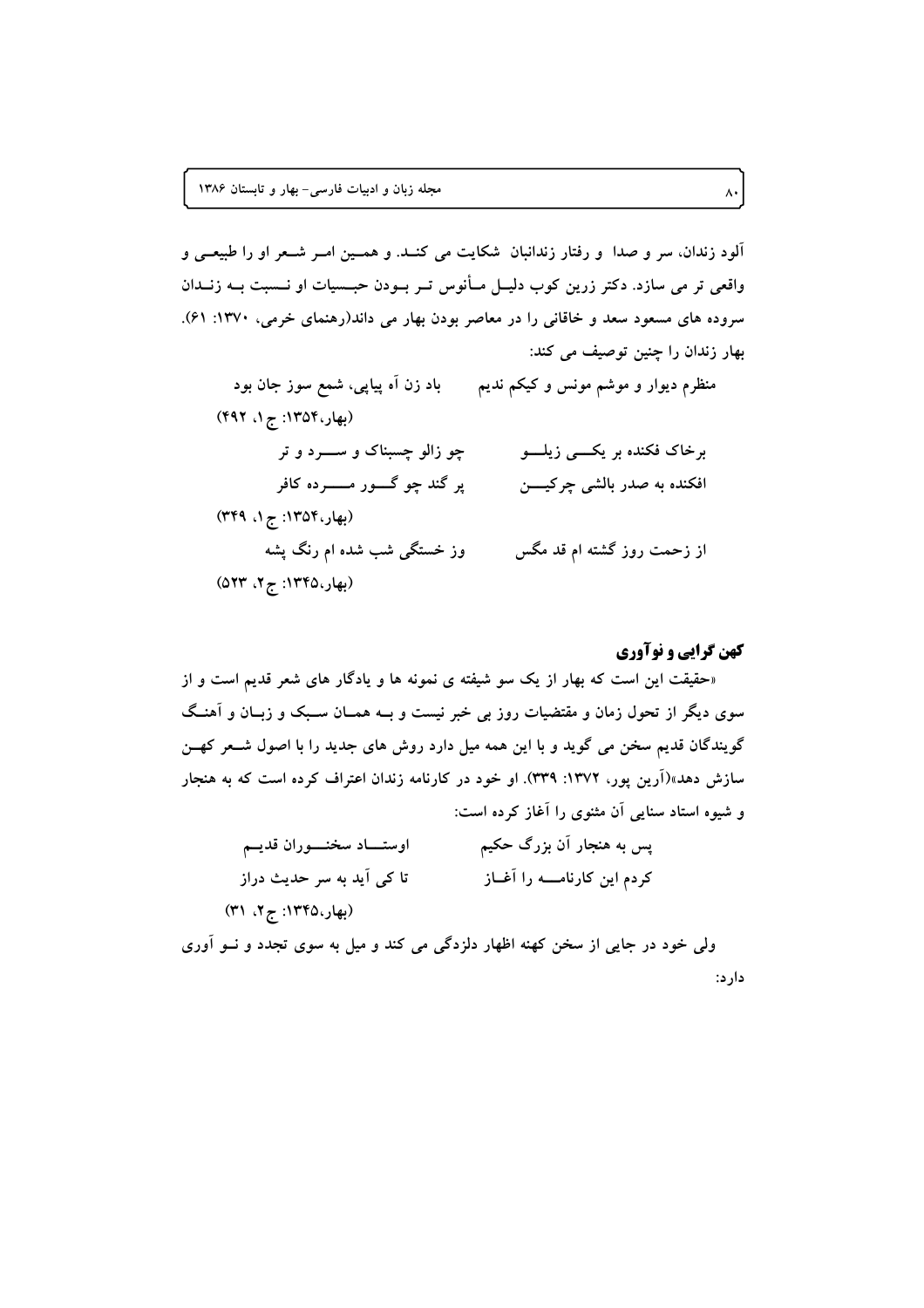آلود زندان، سر و صدا و رفتار زندانبان شکایت می کند. و همین امر شعر او را طبیعی و واقعی تر می سازد. دکتر زرین کوب دلیل مأنوس تر بودن حبسیات او نسبت به زندان سروده های مسعود سعد و خاقانی را در معاصر بودن بهار می داند(رهنمای خرمی، ۱۳۷۰: ۶۱). بهار زندان را چنین توصیف می کند:

منظرم دیوار و موشم مونس و کیکم ندیم　　　باد زن آه پیاپی، شمع سوز جان بود

(بهار،۱۳۵۴: ج ۱، ۴۹۲)

برخاک فکنده بر یکی زیلو　　　چو زالو چسبناک و سرد و تر

افکنده به صدر بالشی چرکین　　　پر گند چو گور مرده کافر

(بهار،۱۳۵۴: ج ۱، ۳۴۹)

از زحمت روز گشته ام قد مگس　　　وز خستگی شب شده ام رنگ پشه

(بهار،۱۳۴۵: ج ۲، ۵۲۳)

## کهن گرایی و نوآوری

«حقیقت این است که بهار از یک سو شیفته ی نمونه ها و یادگار های شعر قدیم است و از سوی دیگر از تحول زمان و مقتضیات روز بی خبر نیست و به همان سبک و زبان و آهنگ گویندگان قدیم سخن می گوید و با این همه میل دارد روش های جدید را با اصول شعر کهن سازش دهد»(آرین پور، ۱۳۷۲: ۳۳۹). او خود در کارنامه زندان اعتراف کرده است که به هنجار و شیوه استاد سنایی آن مثنوی را آغاز کرده است:

پس به هنجار آن بزرگ حکیم　　　اوستاد سخنوران قدیم

کردم این کارنامه را آغاز　　　تا کی آید به سر حدیث دراز

(بهار،۱۳۴۵: ج ۲، ۳۱)

ولی خود در جایی از سخن کهنه اظهار دلزدگی می کند و میل به سوی تجدد و نو آوری دارد: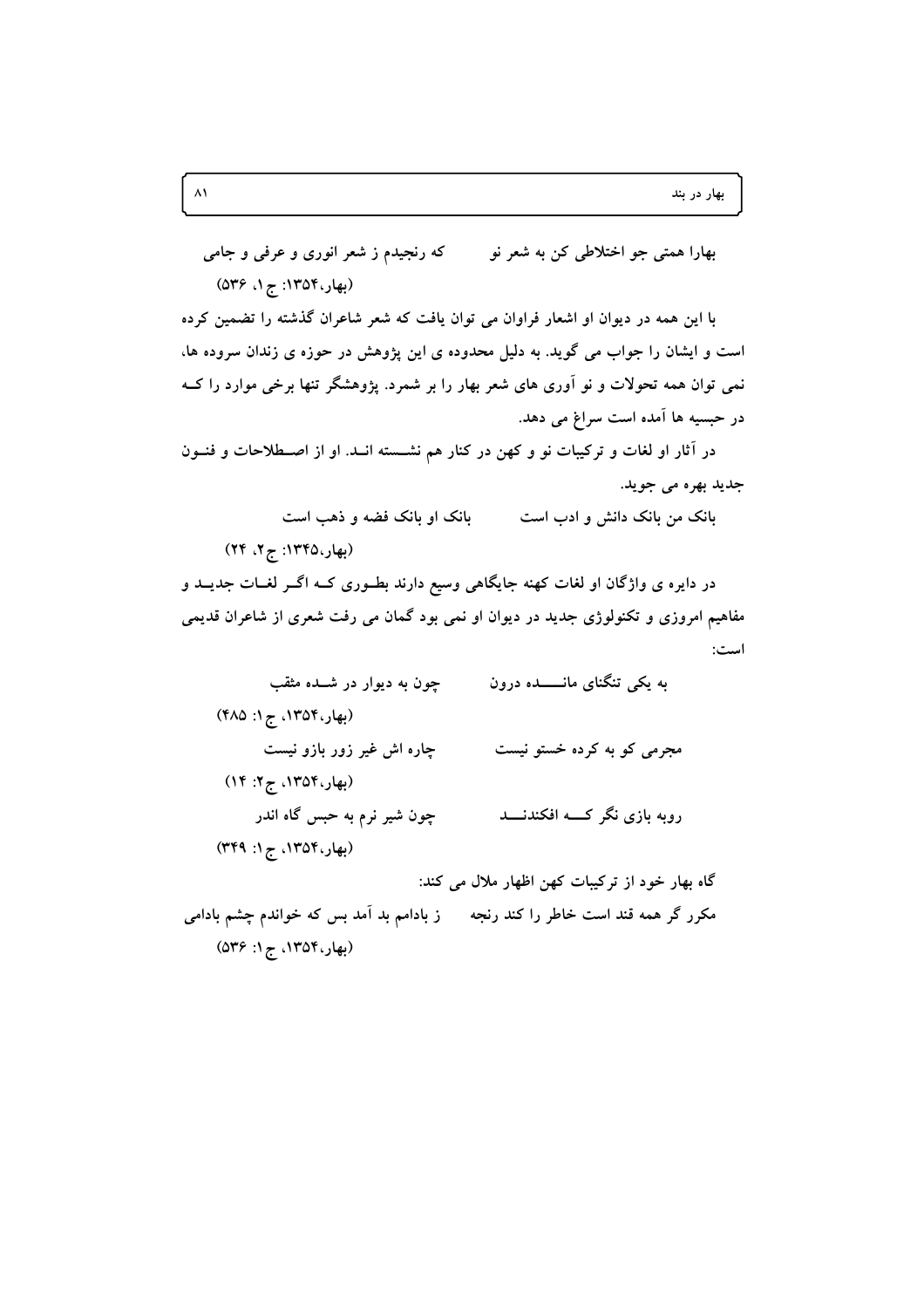بهارا همتی جو اختلاطی کن به شعر نو　　　که رنجیدم ز شعر انوری و عرفی و جامی

(بهار،۱۳۵۴: ج۱، ۵۳۶)

با این همه در دیوان او اشعار فراوان می توان یافت که شعر شاعران گذشته را تضمین کرده است و ایشان را جواب می گوید. به دلیل محدوده ی این پژوهش در حوزه ی زندان سروده ها، نمی توان همه تحولات و نو آوری های شعر بهار را بر شمرد. پژوهشگر تنها برخی موارد را کـه در حبسیه ها آمده است سراغ می دهد.

در آثار او لغات و ترکیبات نو و کهن در کنار هم نشسته انـد. او از اصـطلاحات و فنـون جدید بهره می جوید.

بانک من بانک دانش و ادب است　　　بانک او بانک فضه و ذهب است

(بهار،۱۳۴۵: ج۲، ۲۴)

در دایره ی واژگان او لغات کهنه جایگاهی وسیع دارند بطـوری کـه اگـر لغـات جدیـد و مفاهیم امروزی و تکنولوژی جدید در دیوان او نمی بود گمان می رفت شعری از شاعران قدیمی است:

به یکی تنگنای مانـــده درون　　　چون به دیوار در شـده مثقب

(بهار،۱۳۵۴، ج۱: ۴۸۵)

مجرمی کو به کرده خستو نیست　　　چاره اش غیر زور بازو نیست

(بهار،۱۳۵۴، ج۲: ۱۴)

روبه بازی نگر کـــه افکندنـــد　　　چون شیر نرم به حبس گاه اندر

(بهار،۱۳۵۴، ج۱: ۳۴۹)

گاه بهار خود از ترکیبات کهن اظهار ملال می کند:

مکرر گر همه قند است خاطر را کند رنجه　　　ز بادامم بد آمد بس که خواندم چشم بادامی

(بهار،۱۳۵۴، ج۱: ۵۳۶)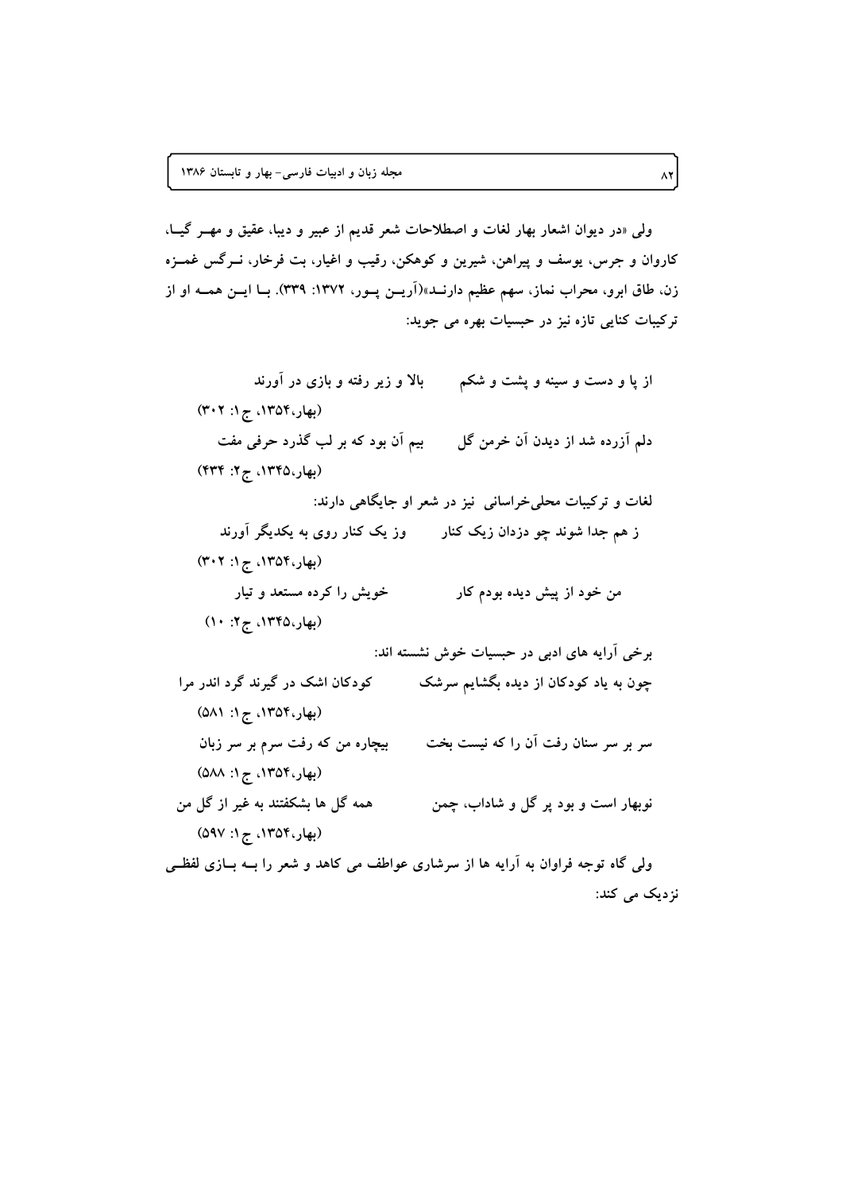ولی «در دیوان اشعار بهار لغات و اصطلاحات شعر قدیم از عبیر و دیبا، عقیق و مهر گیا، کاروان و جرس، یوسف و پیراهن، شیرین و کوهکن، رقیب و اغیار، بت فرخار، نرگس غمزه زن، طاق ابرو، محراب نماز، سهم عظیم دارند»(آرین پور، ۱۳۷۲: ۳۳۹). با این همه او از ترکیبات کنایی تازه نیز در حبسیات بهره می جوید:

از پا و دست و سینه و پشت و شکم ‌ ‌ ‌ ‌ بالا و زیر رفته و بازی در آورند

(بهار،۱۳۵۴، ج۱: ۳۰۲)

دلم آزرده شد از دیدن آن خرمن گل ‌ ‌ ‌ ‌ بیم آن بود که بر لب گذرد حرفی مفت

(بهار،۱۳۴۵، ج۲: ۴۳۴)

لغات و ترکیبات محلی‌خراسانی نیز در شعر او جایگاهی دارند:

ز هم جدا شوند چو دزدان زیک کنار ‌ ‌ ‌ ‌ وز یک کنار روی به یکدیگر آورند

(بهار،۱۳۵۴، ج۱: ۳۰۲)

من خود از پیش دیده بودم کار ‌ ‌ ‌ ‌ خویش را کرده مستعد و تیار

(بهار،۱۳۴۵، ج۲: ۱۰)

برخی آرایه های ادبی در حبسیات خوش نشسته اند:

چون به یاد کودکان از دیده بگشایم سرشک ‌ ‌ ‌ ‌ کودکان اشک در گیرند گرد اندر مرا

(بهار،۱۳۵۴، ج۱: ۵۸۱)

سر بر سر سنان رفت آن را که نیست بخت ‌ ‌ ‌ ‌ بیچاره من که رفت سرم بر سر زبان

(بهار،۱۳۵۴، ج۱: ۵۸۸)

نوبهار است و بود پر گل و شاداب، چمن ‌ ‌ ‌ ‌ همه گل ها بشکفتند به غیر از گل من

(بهار،۱۳۵۴، ج۱: ۵۹۷)

ولی گاه توجه فراوان به آرایه ها از سرشاری عواطف می کاهد و شعر را به بازی لفظی نزدیک می کند: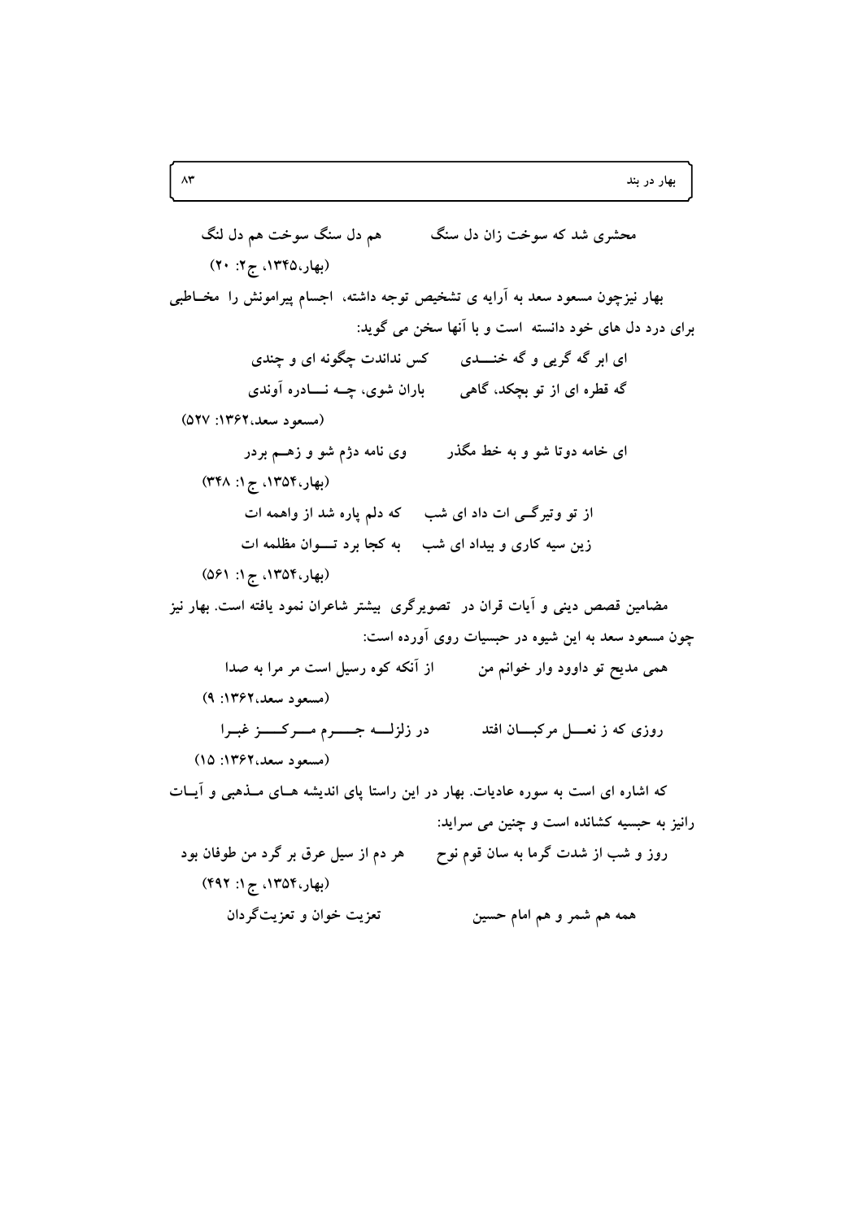محشری شد که سوخت زان دل سنگ　　　هم دل سنگ سوخت هم دل لنگ

(بهار،۱۳۴۵، ج۲: ۲۰)

بهار نیزچون مسعود سعد به آرایه ی تشخیص توجه داشته، اجسام پیرامونش را مخاطبی برای درد دل های خود دانسته است و با آنها سخن می گوید:

ای ابر گه گریی و گه خندی　　　کس نداندت چگونه ای و چندی

گه قطره ای از تو بچکد، گاهی　　　باران شوی، چه نادره آوندی

(مسعود سعد،۱۳۶۲: ۵۲۷)

ای خامه دوتا شو و به خط مگذر　　　وی نامه دژم شو و زهم بردر

(بهار،۱۳۵۴، ج۱: ۳۴۸)

از تو وتیرگی ات داد ای شب　　　که دلم پاره شد از واهمه ات

زین سیه کاری و بیداد ای شب　　　به کجا برد توان مظلمه ات

(بهار،۱۳۵۴، ج۱: ۵۶۱)

مضامین قصص دینی و آیات قران در تصویرگری بیشتر شاعران نمود یافته است. بهار نیز چون مسعود سعد به این شیوه در حبسیات روی آورده است:

همی مدیح تو داوود وار خوانم من　　　از آنکه کوه رسیل است مر مرا به صدا

(مسعود سعد،۱۳۶۲: ۹)

روزی که ز نعل مرکبان افتد　　　در زلزله جرم مرکز غبرا

(مسعود سعد،۱۳۶۲: ۱۵)

که اشاره ای است به سوره عادیات. بهار در این راستا پای اندیشه های مذهبی و آیات رانیز به حبسیه کشانده است و چنین می سراید:

روز و شب از شدت گرما به سان قوم نوح　　　هر دم از سیل عرق بر گرد من طوفان بود

(بهار،۱۳۵۴، ج۱: ۴۹۲)

همه هم شمر و هم امام حسین　　　تعزیت خوان و تعزیت‌گردان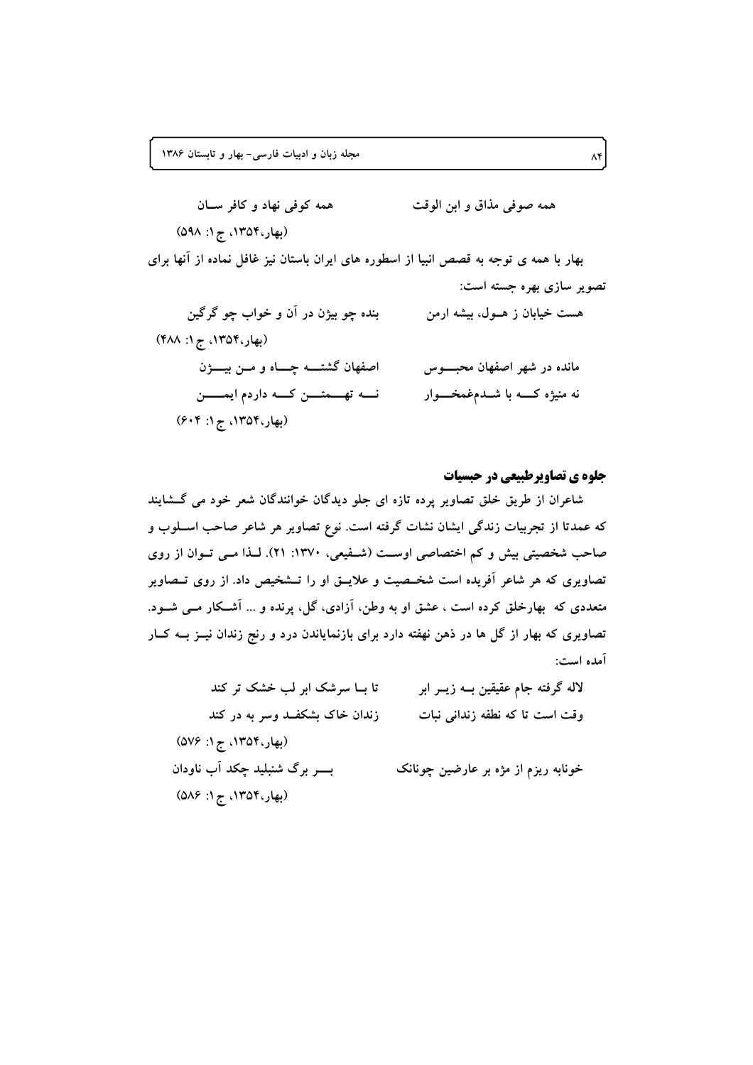همه صوفی مذاق و ابن الوقت　　　همه کوفی نهاد و کافر ســان

(بهار،۱۳۵۴، ج۱: ۵۹۸)

بهار با همه ی توجه به قصص انبیا از اسطوره های ایران باستان نیز غافل نماده از آنها برای تصویر سازی بهره جسته است:

هست خیابان ز هــول، بیشه ارمن　　　بنده چو بیژن در آن و خواب چو گرگین

(بهار،۱۳۵۴، ج۱: ۴۸۸)

مانده در شهر اصفهان محبـــوس　　　اصفهان گشتــه چــاه و مــن بیـــژن

نه منیژه کــه با شــدم‌غمخـــوار　　　نــه تهـــمتـــن کــه داردم ایمـــن

(بهار،۱۳۵۴، ج۱: ۶۰۴)

## جلوه ی تصاویرطبیعی در حبسیات

شاعران از طریق خلق تصاویر پرده تازه ای جلو دیدگان خوانندگان شعر خود می گـشایند که عمدتا از تجربیات زندگی ایشان نشات گرفته است. نوع تصاویر هر شاعر صاحب اسـلوب و صاحب شخصیتی بیش و کم اختصاصی اوســت (شـفیعی، ۱۳۷۰: ۲۱). لـذا مـی تـوان از روی تصاویری که هر شاعر آفریده است شخـصیت و علایـق او را تـشخیص داد. از روی تـصاویر متعددی که بهارخلق کرده است ، عشق او به وطن، آزادی، گل، پرنده و ... آشـکار مـی شـود. تصاویری که بهار از گل ها در ذهن نهفته دارد برای بازنمایاندن درد و رنج زندان نیـز بــه کـار آمده است:

لاله گرفته جام عقیقین بــه زیــر ابر　　　تا بـا سرشک ابر لب خشک تر کند

وقت است تا که نطفه زندانی نبات　　　زندان خاک بشکفـد وسر به در کند

(بهار،۱۳۵۴، ج۱: ۵۷۶)

خونابه ریزم از مژه بر عارضین چونانک　　　بــر برگ شنبلید چکد آب ناودان

(بهار،۱۳۵۴، ج۱: ۵۸۶)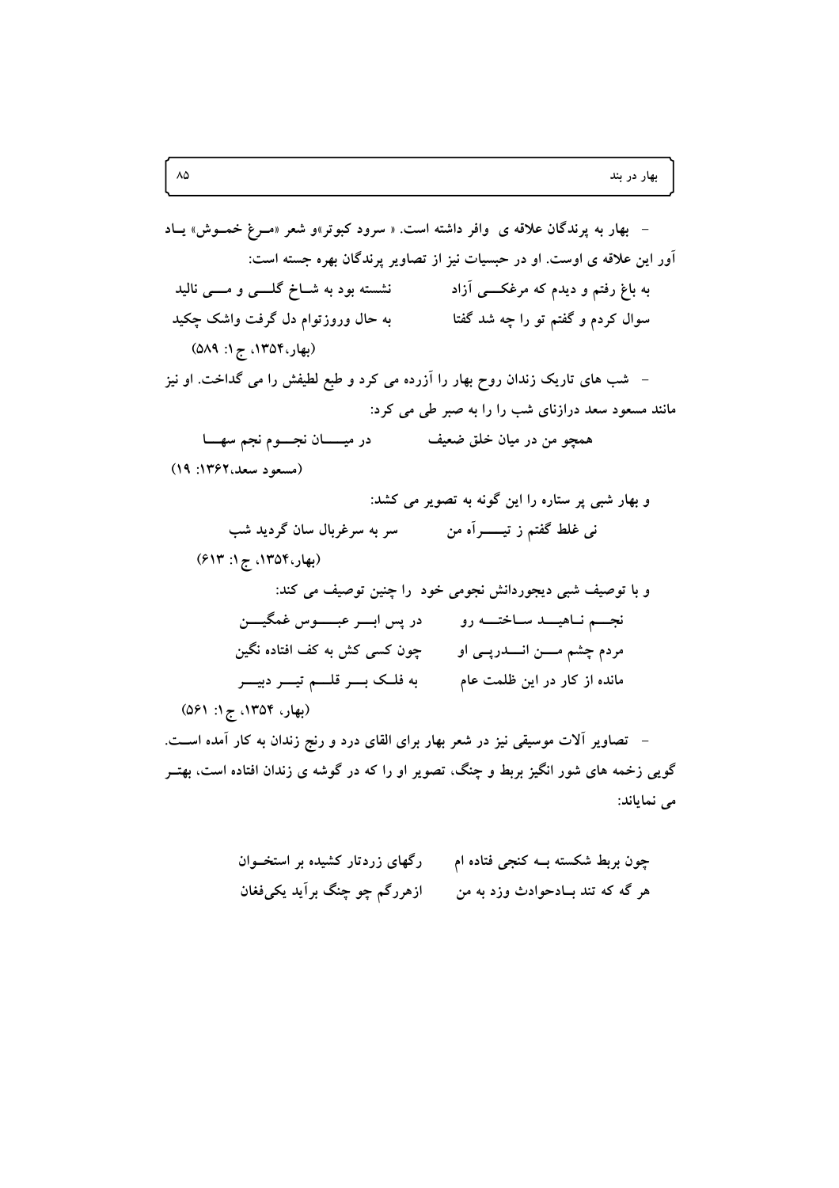- بهار به پرندگان علاقه ی وافر داشته است. « سرود کبوتر»و شعر «مرغ خموش» یاد آور این علاقه ی اوست. او در حبسیات نیز از تصاویر پرندگان بهره جسته است:

به باغ رفتم و دیدم که مرغکی آزاد نشسته بود به شاخ گلی و می نالید

سوال کردم و گفتم تو را چه شد گفتا به حال وروزتوام دل گرفت واشک چکید

(بهار،۱۳۵۴، ج۱: ۵۸۹)

- شب های تاریک زندان روح بهار را آزرده می کرد و طبع لطیفش را می گداخت. او نیز مانند مسعود سعد درازنای شب را را به صبر طی می کرد:

همچو من در میان خلق ضعیف در میان نجوم نجم سها

(مسعود سعد،۱۳۶۲: ۱۹)

و بهار شبی پر ستاره را این گونه به تصویر می کشد:

نی غلط گفتم ز تیرآه من سر به سرغربال سان گردید شب

(بهار،۱۳۵۴، ج۱: ۶۱۳)

و با توصیف شبی دیجوردانش نجومی خود را چنین توصیف می کند:

نجم ناهید ساخته رو در پس ابر عبوس غمگین

مردم چشم من اندرپی او چون کسی کش به کف افتاده نگین

مانده از کار در این ظلمت عام به فلک بر قلم تیر دبیر

(بهار، ۱۳۵۴، ج۱: ۵۶۱)

- تصاویر آلات موسیقی نیز در شعر بهار برای القای درد و رنج زندان به کار آمده است. گویی زخمه های شور انگیز بربط و چنگ، تصویر او را که در گوشه ی زندان افتاده است، بهتر می نمایاند:

چون بربط شکسته به کنجی فتاده ام رگهای زردتار کشیده بر استخوان

هر گه که تند بادحوادث وزد به من ازهررگم چو چنگ برآید یکیفغان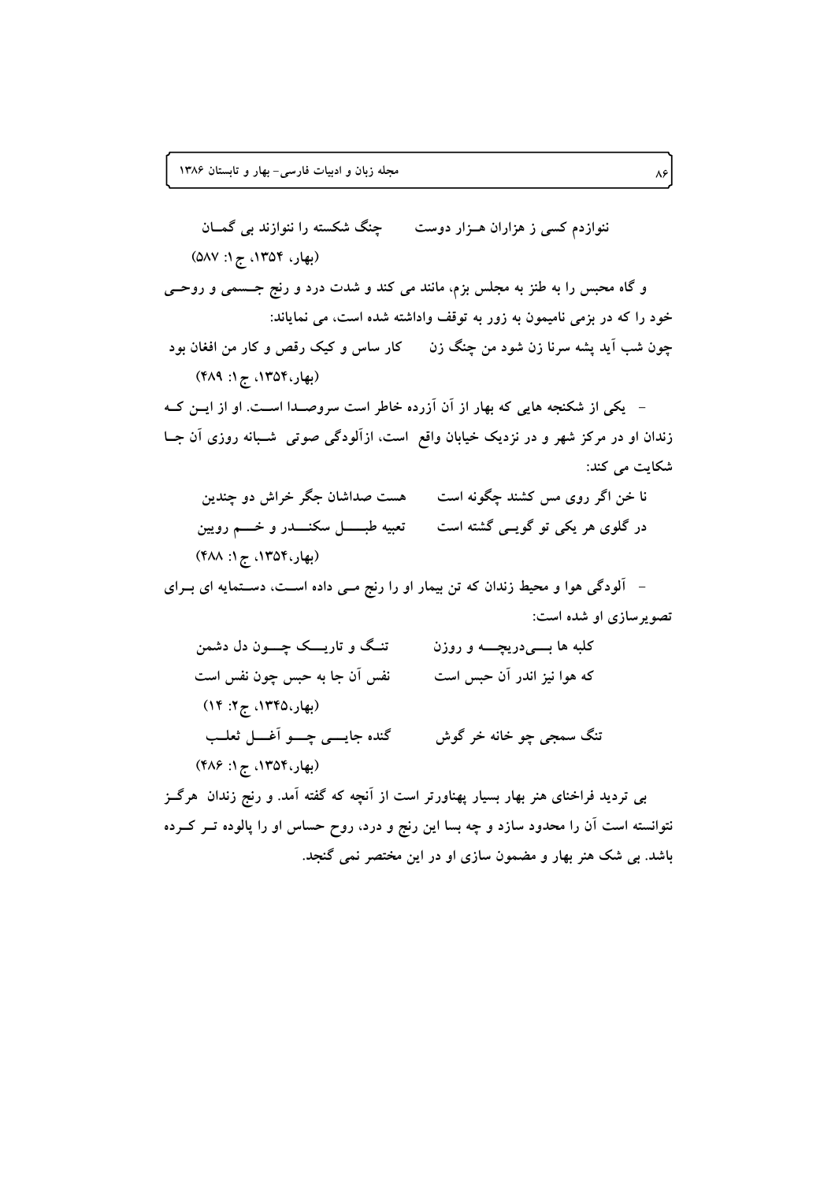نوازدم کسی ز هزاران هـزار دوست　　　چنگ شکسته را ننوازند بی گمـان

(بهار، ۱۳۵۴، ج۱: ۵۸۷)

و گاه محبس را به طنز به مجلس بزم، مانند می کند و شدت درد و رنج جسمی و روحی خود را که در بزمی نامیمون به زور به توقف واداشته شده است، می نمایاند:

چون شب آید پشه سرنا زن شود من چنگ زن　　　کار ساس و کیک رقص و کار من افغان بود

(بهار،۱۳۵۴، ج۱: ۴۸۹)

- یکی از شکنجه هایی که بهار از آن آزرده خاطر است سروصدا است. او از این که زندان او در مرکز شهر و در نزدیک خیابان واقع است، ازآلودگی صوتی شبانه روزی آن جا شکایت می کند:

نا خن اگر روی مس کشند چگونه است　　　هست صداشان جگر خراش دو چندین

در گلوی هر یکی تو گویی گشته است　　　تعبیه طبـــل سکنــدر و خـــم رویین

(بهار،۱۳۵۴، ج۱: ۴۸۸)

- آلودگی هوا و محیط زندان که تن بیمار او را رنج می داده است، دستمایه ای برای تصویرسازی او شده است:

کلبه ها بی‌دریچه و روزن　　　تنگ و تاریک چون دل دشمن

که هوا نیز اندر آن حبس است　　　نفس آن جا به حبس چون نفس است

(بهار،۱۳۴۵، ج۲: ۱۴)

تنگ سمجی چو خانه خر گوش　　　گنده جایی چو آغل ثعلب

(بهار،۱۳۵۴، ج۱: ۴۸۶)

بی تردید فراخنای هنر بهار بسیار پهناورتر است از آنچه که گفته آمد. و رنج زندان هرگز نتوانسته است آن را محدود سازد و چه بسا این رنج و درد، روح حساس او را پالوده تر کرده باشد. بی شک هنر بهار و مضمون سازی او در این مختصر نمی گنجد.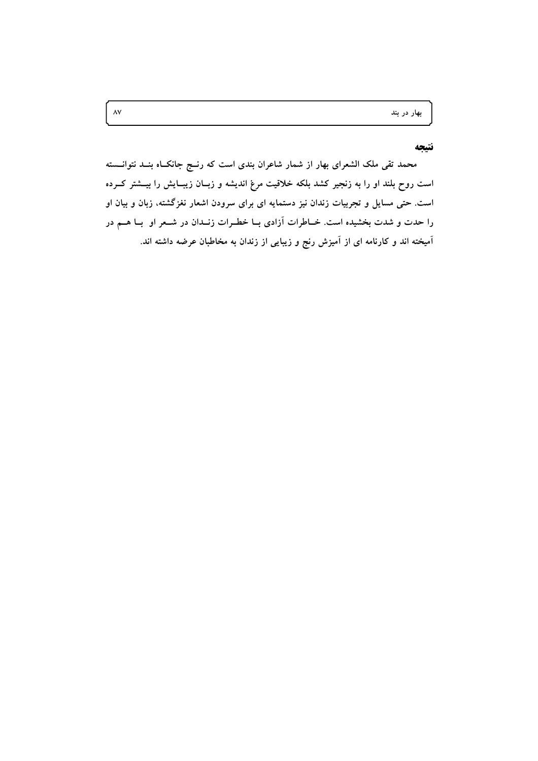## نتیجه

محمد تقی ملک الشعرای بهار از شمار شاعران بندی است که رنج جانکاه بند نتوانسته است روح بلند او را به زنجیر کشد بلکه خلاقیت مرغ اندیشه و زبان زیبایش را بیشتر کرده است. حتی مسایل و تجربیات زندان نیز دستمایه ای برای سرودن اشعار نغزگشته، زبان و بیان او را حدت و شدت بخشیده است. خاطرات آزادی با خطرات زندان در شعر او با هم در آمیخته اند و کارنامه ای از آمیزش رنج و زیبایی از زندان به مخاطبان عرضه داشته اند.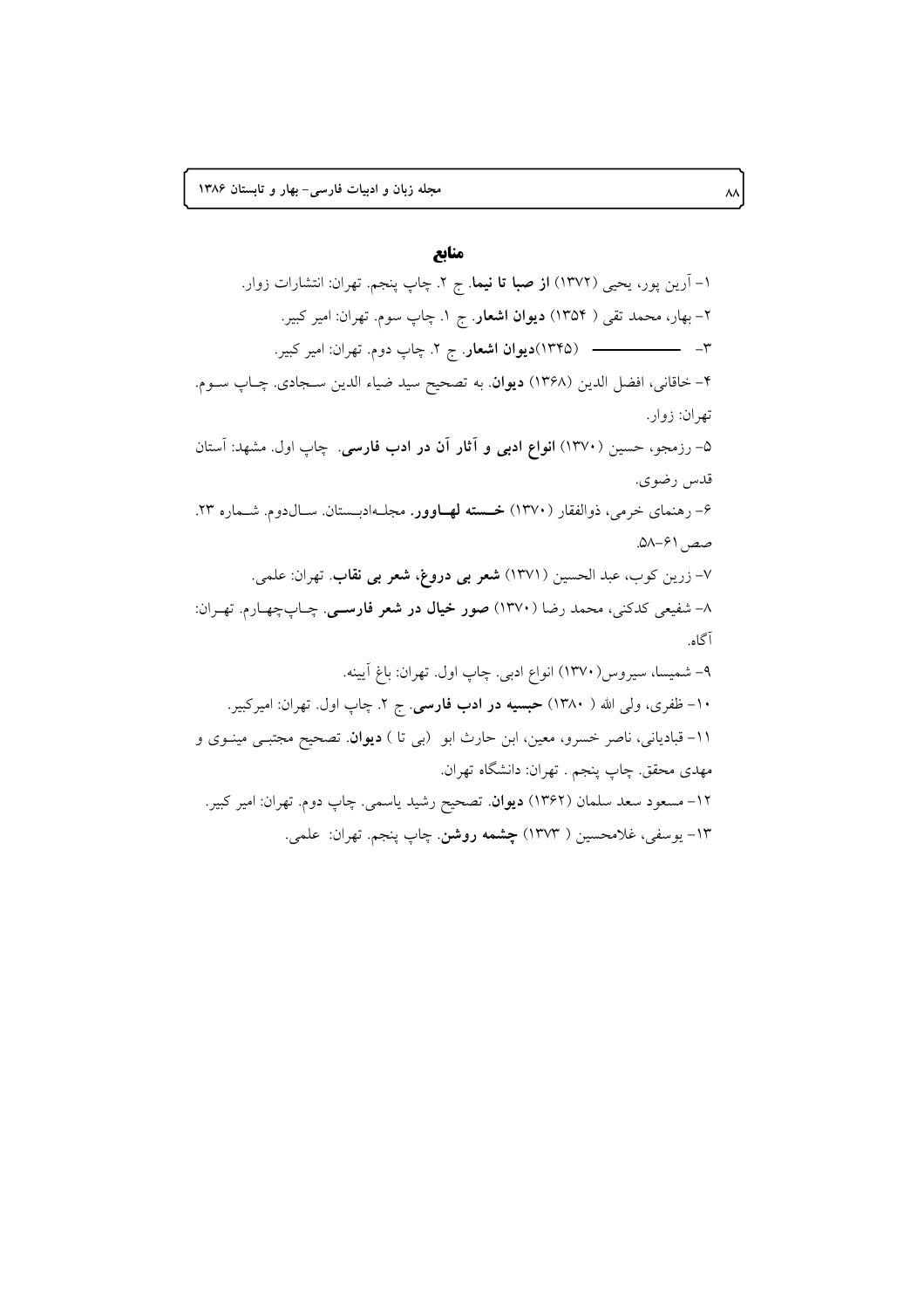## منابع

۱- آرین پور، یحیی (۱۳۷۲) **از صبا تا نیما**. ج ۲. چاپ پنجم. تهران: انتشارات زوار.

۲- بهار، محمد تقی ( ۱۳۵۴) **دیوان اشعار**. ج ۱. چاپ سوم. تهران: امیر کبیر.

۳- ———— (۱۳۴۵)**دیوان اشعار**. ج ۲. چاپ دوم. تهران: امیر کبیر.

۴- خاقانی، افضل الدین (۱۳۶۸) **دیوان**. به تصحیح سید ضیاء الدین سجادی. چاپ سوم. تهران: زوار.

۵- رزمجو، حسین (۱۳۷۰) **انواع ادبی و آثار آن در ادب فارسی**. چاپ اول. مشهد: آستان قدس رضوی.

۶- رهنمای خرمی، ذوالفقار (۱۳۷۰) **خسته لهاوور**. مجله‌ادبستان. سال‌دوم. شماره ۲۳. صص ۶۱-۵۸.

۷- زرین کوب، عبد الحسین (۱۳۷۱) **شعر بی دروغ، شعر بی نقاب**. تهران: علمی.

۸- شفیعی کدکنی، محمد رضا (۱۳۷۰) **صور خیال در شعر فارسی**. چاپ‌چهارم. تهران: آگاه.

۹- شمیسا، سیروس(۱۳۷۰) انواع ادبی. چاپ اول. تهران: باغ آیینه.

۱۰- ظفری، ولی الله ( ۱۳۸۰) **حبسیه در ادب فارسی**. ج ۲. چاپ اول. تهران: امیرکبیر.

۱۱- قبادیانی، ناصر خسرو، معین، ابن حارث ابو (بی تا ) **دیوان**. تصحیح مجتبی مینوی و مهدی محقق. چاپ پنجم . تهران: دانشگاه تهران.

۱۲- مسعود سعد سلمان (۱۳۶۲) **دیوان**. تصحیح رشید یاسمی. چاپ دوم. تهران: امیر کبیر.

۱۳- یوسفی، غلامحسین ( ۱۳۷۳) **چشمه روشن**. چاپ پنجم. تهران: علمی.